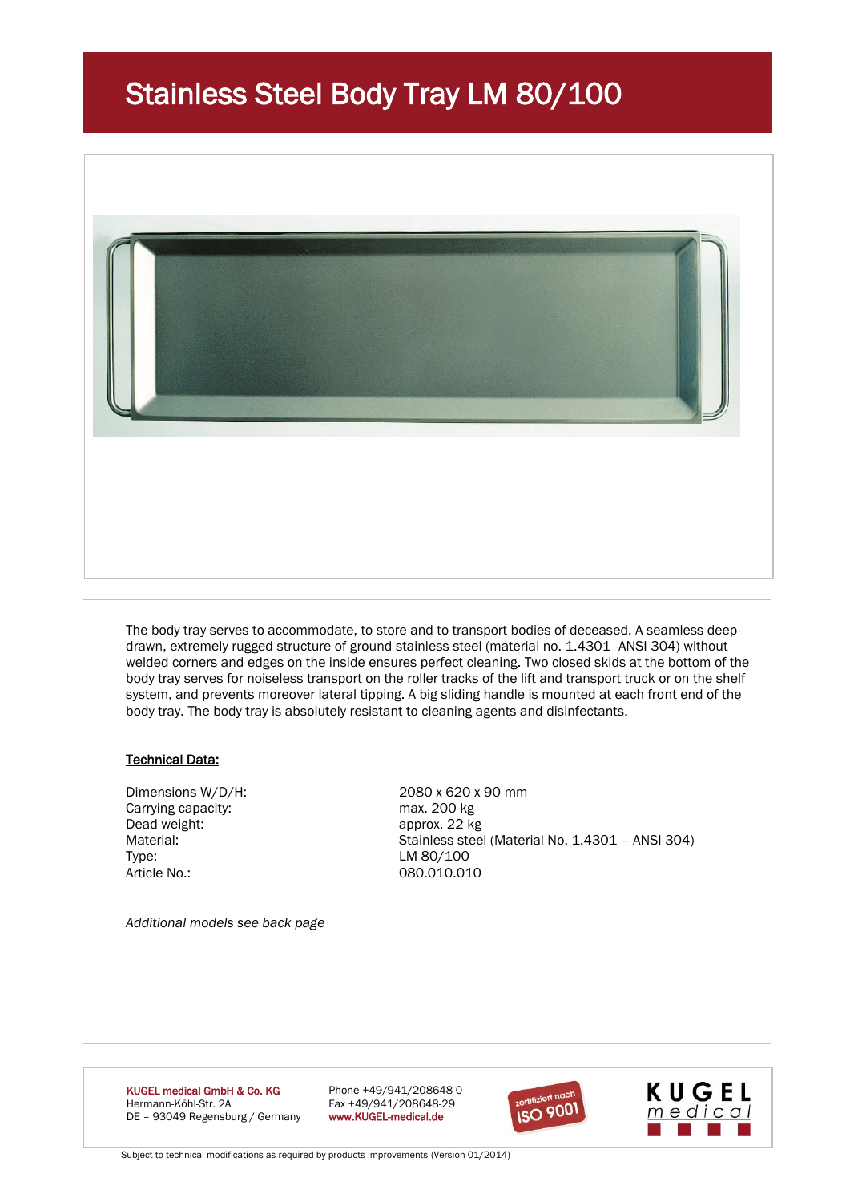# Stainless Steel Body Tray LM 80/100

The body tray serves to accommodate, to store and to transport bodies of deceased. A seamless deep-drawn, extremely rugged structure of ground stainless steel (material no. 1.4301 -ANSI 304) without welded corners and edges on the inside ensures perfect cleaning. Two closed skids at the bottom of the body tray serves for noiseless transport on the roller tracks of the lift and transport truck or on the shelf system, and prevents moreover lateral tipping. A big sliding handle is mounted at each front end of the body tray. The body tray is absolutely resistant to cleaning agents and disinfectants.

**Technical Data:**

| | |
|---|---|
| Dimensions W/D/H: | 2080 x 620 x 90 mm |
| Carrying capacity: | max. 200 kg |
| Dead weight: | approx. 22 kg |
| Material: | Stainless steel (Material No. 1.4301 – ANSI 304) |
| Type: | LM 80/100 |
| Article No.: | 080.010.010 |

*Additional models see back page*

KUGEL medical GmbH & Co. KG
Hermann-Köhl-Str. 2A
DE – 93049 Regensburg / Germany

Phone +49/941/208648-0
Fax +49/941/208648-29
www.KUGEL-medical.de

zertifiziert nach ISO 9001

KUGEL medical

Subject to technical modifications as required by products improvements (Version 01/2014)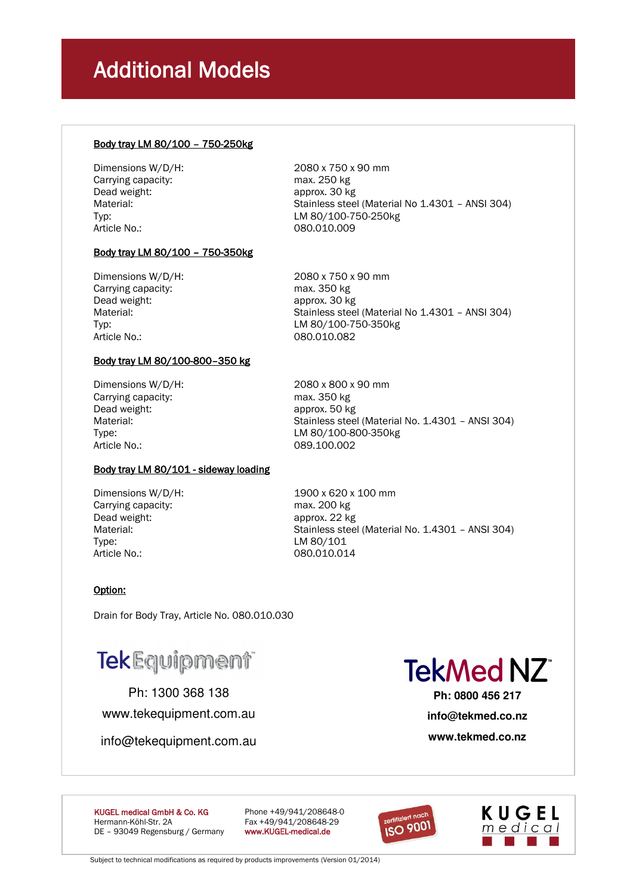# Additional Models

**Body tray LM 80/100 – 750-250kg**

| | |
|---|---|
| Dimensions W/D/H: | 2080 x 750 x 90 mm |
| Carrying capacity: | max. 250 kg |
| Dead weight: | approx. 30 kg |
| Material: | Stainless steel (Material No 1.4301 – ANSI 304) |
| Typ: | LM 80/100-750-250kg |
| Article No.: | 080.010.009 |

**Body tray LM 80/100 – 750-350kg**

| | |
|---|---|
| Dimensions W/D/H: | 2080 x 750 x 90 mm |
| Carrying capacity: | max. 350 kg |
| Dead weight: | approx. 30 kg |
| Material: | Stainless steel (Material No 1.4301 – ANSI 304) |
| Typ: | LM 80/100-750-350kg |
| Article No.: | 080.010.082 |

**Body tray LM 80/100-800–350 kg**

| | |
|---|---|
| Dimensions W/D/H: | 2080 x 800 x 90 mm |
| Carrying capacity: | max. 350 kg |
| Dead weight: | approx. 50 kg |
| Material: | Stainless steel (Material No. 1.4301 – ANSI 304) |
| Type: | LM 80/100-800-350kg |
| Article No.: | 089.100.002 |

**Body tray LM 80/101 - sideway loading**

| | |
|---|---|
| Dimensions W/D/H: | 1900 x 620 x 100 mm |
| Carrying capacity: | max. 200 kg |
| Dead weight: | approx. 22 kg |
| Material: | Stainless steel (Material No. 1.4301 – ANSI 304) |
| Type: | LM 80/101 |
| Article No.: | 080.010.014 |

**Option:**

Drain for Body Tray, Article No. 080.010.030

TekEquipment

Ph: 1300 368 138

www.tekequipment.com.au

info@tekequipment.com.au

TekMed NZ

**Ph: 0800 456 217**

**info@tekmed.co.nz**

**www.tekmed.co.nz**

KUGEL medical GmbH & Co. KG
Hermann-Köhl-Str. 2A
DE – 93049 Regensburg / Germany

Phone +49/941/208648-0
Fax +49/941/208648-29
www.KUGEL-medical.de

zertifiziert nach ISO 9001

KUGEL medical

Subject to technical modifications as required by products improvements (Version 01/2014)